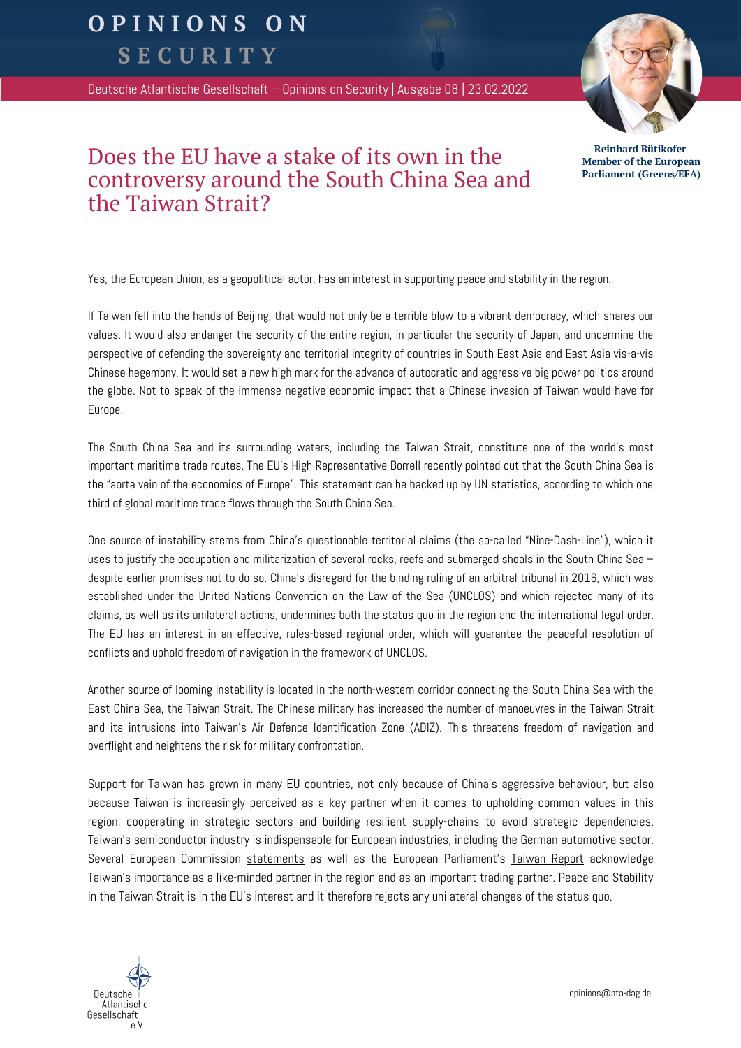# OPINIONS ON SECURITY

Deutsche Atlantische Gesellschaft – Opinions on Security | Ausgabe 08 | 23.02.2022

## Does the EU have a stake of its own in the controversy around the South China Sea and the Taiwan Strait?

**Reinhard Bütikofer**
**Member of the European Parliament (Greens/EFA)**

Yes, the European Union, as a geopolitical actor, has an interest in supporting peace and stability in the region.

If Taiwan fell into the hands of Beijing, that would not only be a terrible blow to a vibrant democracy, which shares our values. It would also endanger the security of the entire region, in particular the security of Japan, and undermine the perspective of defending the sovereignty and territorial integrity of countries in South East Asia and East Asia vis-a-vis Chinese hegemony. It would set a new high mark for the advance of autocratic and aggressive big power politics around the globe. Not to speak of the immense negative economic impact that a Chinese invasion of Taiwan would have for Europe.

The South China Sea and its surrounding waters, including the Taiwan Strait, constitute one of the world's most important maritime trade routes. The EU's High Representative Borrell recently pointed out that the South China Sea is the "aorta vein of the economics of Europe". This statement can be backed up by UN statistics, according to which one third of global maritime trade flows through the South China Sea.

One source of instability stems from China's questionable territorial claims (the so-called "Nine-Dash-Line"), which it uses to justify the occupation and militarization of several rocks, reefs and submerged shoals in the South China Sea – despite earlier promises not to do so. China's disregard for the binding ruling of an arbitral tribunal in 2016, which was established under the United Nations Convention on the Law of the Sea (UNCLOS) and which rejected many of its claims, as well as its unilateral actions, undermines both the status quo in the region and the international legal order. The EU has an interest in an effective, rules-based regional order, which will guarantee the peaceful resolution of conflicts and uphold freedom of navigation in the framework of UNCLOS.

Another source of looming instability is located in the north-western corridor connecting the South China Sea with the East China Sea, the Taiwan Strait. The Chinese military has increased the number of manoeuvres in the Taiwan Strait and its intrusions into Taiwan's Air Defence Identification Zone (ADIZ). This threatens freedom of navigation and overflight and heightens the risk for military confrontation.

Support for Taiwan has grown in many EU countries, not only because of China's aggressive behaviour, but also because Taiwan is increasingly perceived as a key partner when it comes to upholding common values in this region, cooperating in strategic sectors and building resilient supply-chains to avoid strategic dependencies. Taiwan's semiconductor industry is indispensable for European industries, including the German automotive sector. Several European Commission statements as well as the European Parliament's Taiwan Report acknowledge Taiwan's importance as a like-minded partner in the region and as an important trading partner. Peace and Stability in the Taiwan Strait is in the EU's interest and it therefore rejects any unilateral changes of the status quo.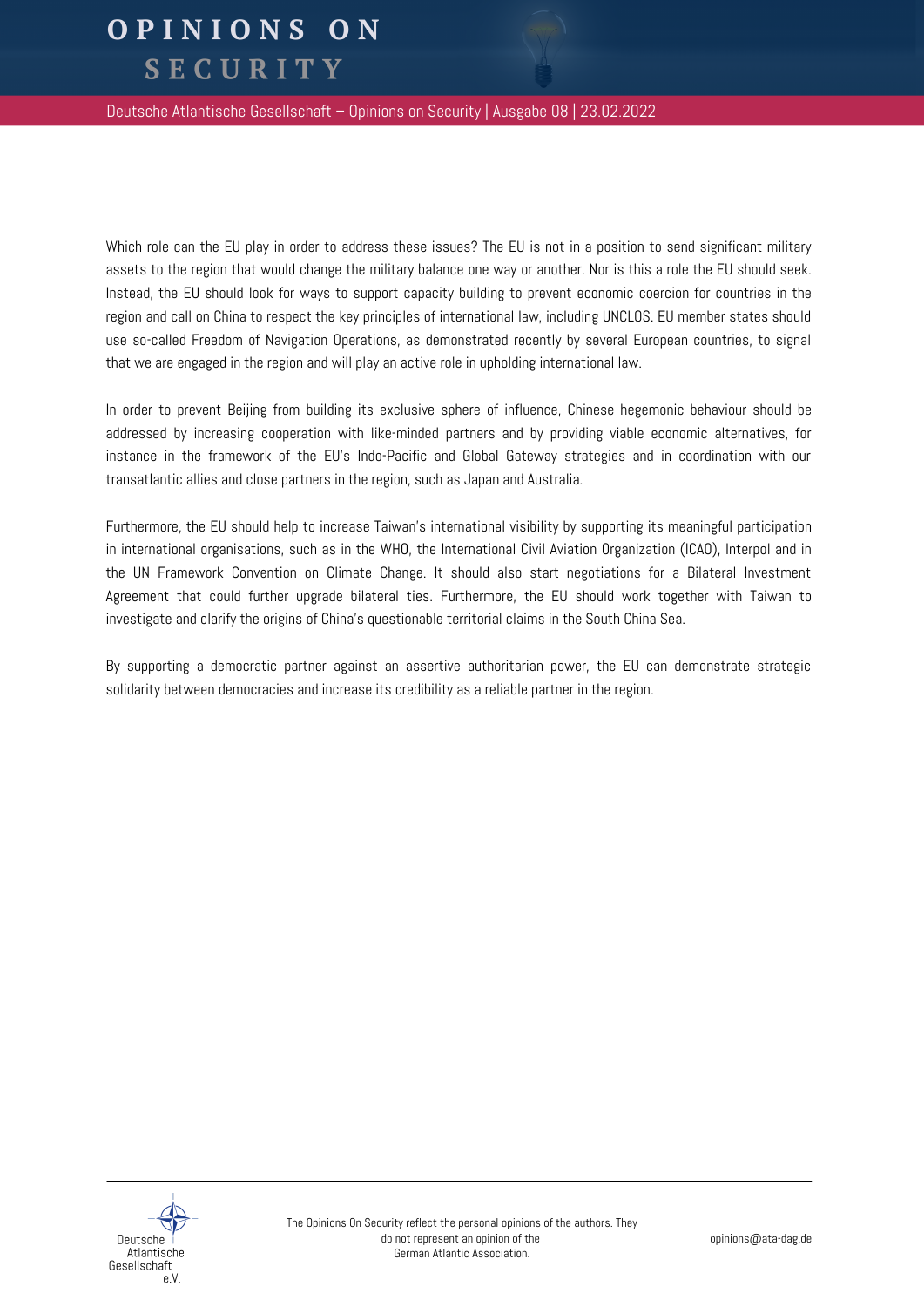Which role can the EU play in order to address these issues? The EU is not in a position to send significant military assets to the region that would change the military balance one way or another. Nor is this a role the EU should seek. Instead, the EU should look for ways to support capacity building to prevent economic coercion for countries in the region and call on China to respect the key principles of international law, including UNCLOS. EU member states should use so-called Freedom of Navigation Operations, as demonstrated recently by several European countries, to signal that we are engaged in the region and will play an active role in upholding international law.

In order to prevent Beijing from building its exclusive sphere of influence, Chinese hegemonic behaviour should be addressed by increasing cooperation with like-minded partners and by providing viable economic alternatives, for instance in the framework of the EU's Indo-Pacific and Global Gateway strategies and in coordination with our transatlantic allies and close partners in the region, such as Japan and Australia.

Furthermore, the EU should help to increase Taiwan's international visibility by supporting its meaningful participation in international organisations, such as in the WHO, the International Civil Aviation Organization (ICAO), Interpol and in the UN Framework Convention on Climate Change. It should also start negotiations for a Bilateral Investment Agreement that could further upgrade bilateral ties. Furthermore, the EU should work together with Taiwan to investigate and clarify the origins of China's questionable territorial claims in the South China Sea.

By supporting a democratic partner against an assertive authoritarian power, the EU can demonstrate strategic solidarity between democracies and increase its credibility as a reliable partner in the region.